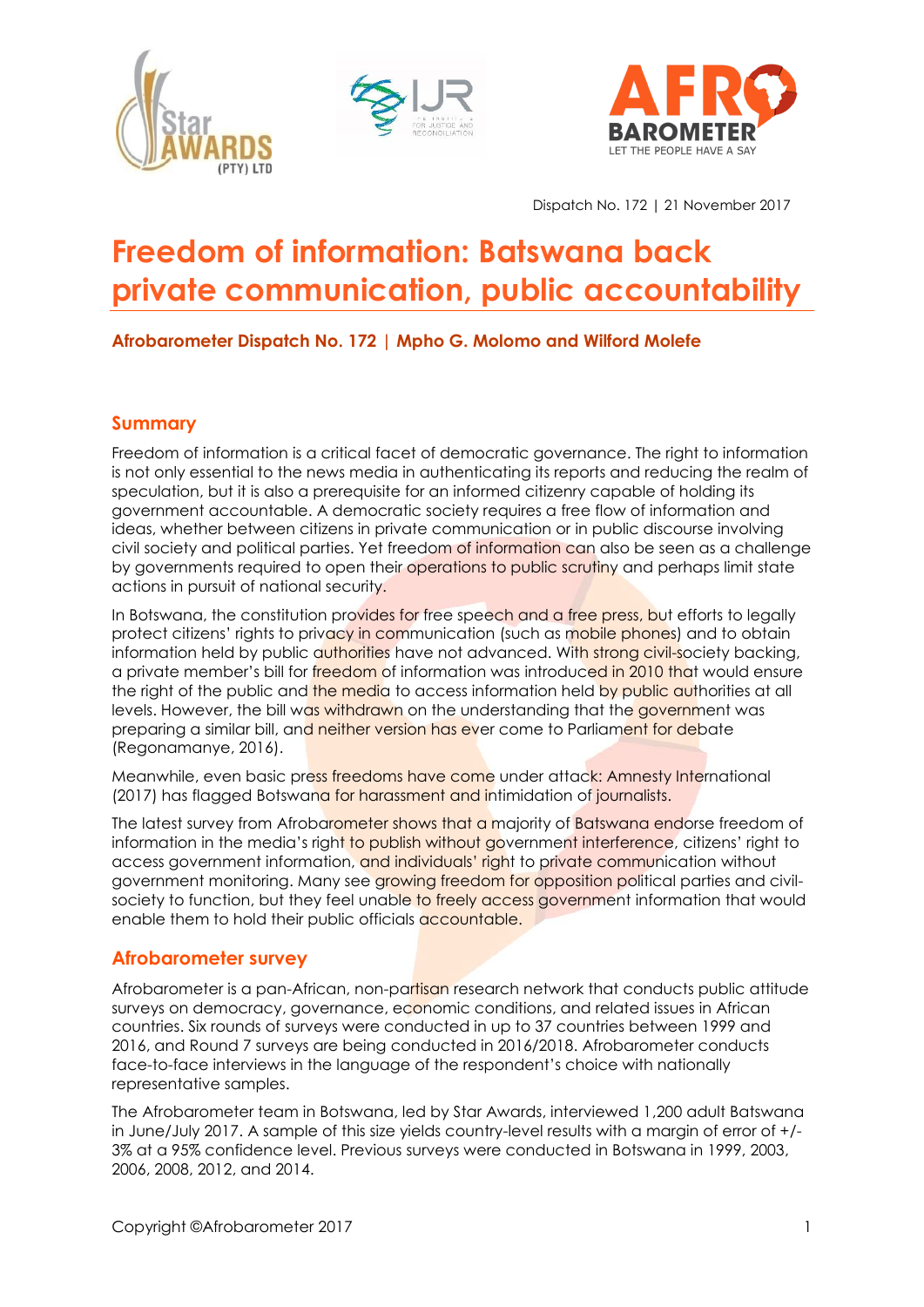Dispatch No. 172 | 21 November 2017

# Freedom of information: Batswana back private communication, public accountability

**Afrobarometer Dispatch No. 172 | Mpho G. Molomo and Wilford Molefe**

## Summary

Freedom of information is a critical facet of democratic governance. The right to information is not only essential to the news media in authenticating its reports and reducing the realm of speculation, but it is also a prerequisite for an informed citizenry capable of holding its government accountable. A democratic society requires a free flow of information and ideas, whether between citizens in private communication or in public discourse involving civil society and political parties. Yet freedom of information can also be seen as a challenge by governments required to open their operations to public scrutiny and perhaps limit state actions in pursuit of national security.

In Botswana, the constitution provides for free speech and a free press, but efforts to legally protect citizens' rights to privacy in communication (such as mobile phones) and to obtain information held by public authorities have not advanced. With strong civil-society backing, a private member's bill for freedom of information was introduced in 2010 that would ensure the right of the public and the media to access information held by public authorities at all levels. However, the bill was withdrawn on the understanding that the government was preparing a similar bill, and neither version has ever come to Parliament for debate (Regonamanye, 2016).

Meanwhile, even basic press freedoms have come under attack: Amnesty International (2017) has flagged Botswana for harassment and intimidation of journalists.

The latest survey from Afrobarometer shows that a majority of Batswana endorse freedom of information in the media's right to publish without government interference, citizens' right to access government information, and individuals' right to private communication without government monitoring. Many see growing freedom for opposition political parties and civil-society to function, but they feel unable to freely access government information that would enable them to hold their public officials accountable.

## Afrobarometer survey

Afrobarometer is a pan-African, non-partisan research network that conducts public attitude surveys on democracy, governance, economic conditions, and related issues in African countries. Six rounds of surveys were conducted in up to 37 countries between 1999 and 2016, and Round 7 surveys are being conducted in 2016/2018. Afrobarometer conducts face-to-face interviews in the language of the respondent's choice with nationally representative samples.

The Afrobarometer team in Botswana, led by Star Awards, interviewed 1,200 adult Batswana in June/July 2017. A sample of this size yields country-level results with a margin of error of +/-3% at a 95% confidence level. Previous surveys were conducted in Botswana in 1999, 2003, 2006, 2008, 2012, and 2014.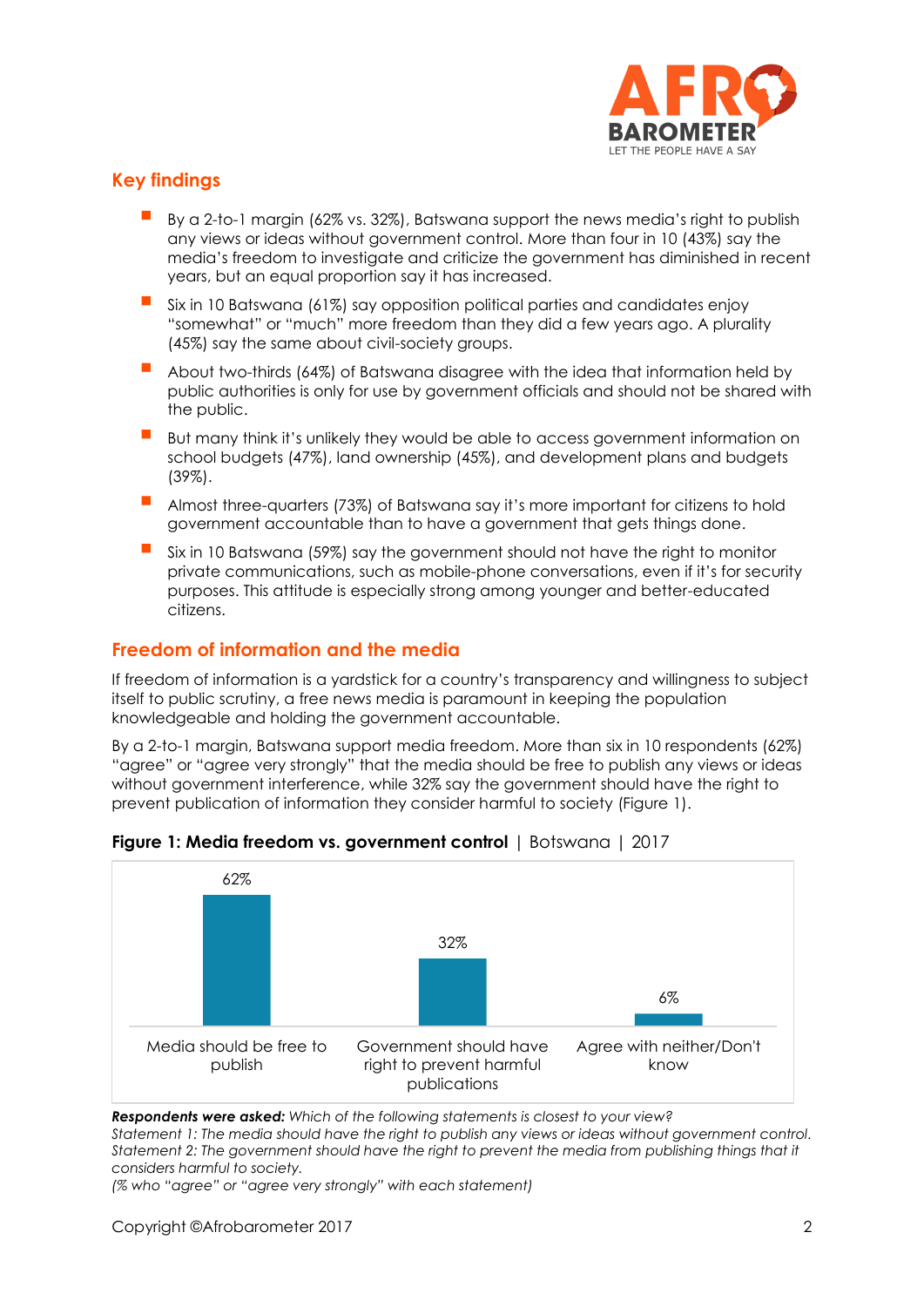## Key findings

- By a 2-to-1 margin (62% vs. 32%), Batswana support the news media's right to publish any views or ideas without government control. More than four in 10 (43%) say the media's freedom to investigate and criticize the government has diminished in recent years, but an equal proportion say it has increased.
- Six in 10 Batswana (61%) say opposition political parties and candidates enjoy "somewhat" or "much" more freedom than they did a few years ago. A plurality (45%) say the same about civil-society groups.
- About two-thirds (64%) of Batswana disagree with the idea that information held by public authorities is only for use by government officials and should not be shared with the public.
- But many think it's unlikely they would be able to access government information on school budgets (47%), land ownership (45%), and development plans and budgets (39%).
- Almost three-quarters (73%) of Batswana say it's more important for citizens to hold government accountable than to have a government that gets things done.
- Six in 10 Batswana (59%) say the government should not have the right to monitor private communications, such as mobile-phone conversations, even if it's for security purposes. This attitude is especially strong among younger and better-educated citizens.

## Freedom of information and the media

If freedom of information is a yardstick for a country's transparency and willingness to subject itself to public scrutiny, a free news media is paramount in keeping the population knowledgeable and holding the government accountable.

By a 2-to-1 margin, Batswana support media freedom. More than six in 10 respondents (62%) "agree" or "agree very strongly" that the media should be free to publish any views or ideas without government interference, while 32% say the government should have the right to prevent publication of information they consider harmful to society (Figure 1).

**Figure 1: Media freedom vs. government control** | Botswana | 2017

| Media should be free to publish | Government should have right to prevent harmful publications | Agree with neither/Don't know |
|---|---|---|
| 62% | 32% | 6% |

***Respondents were asked:*** *Which of the following statements is closest to your view?*
*Statement 1: The media should have the right to publish any views or ideas without government control.*
*Statement 2: The government should have the right to prevent the media from publishing things that it considers harmful to society.*
*(% who "agree" or "agree very strongly" with each statement)*

Copyright ©Afrobarometer 2017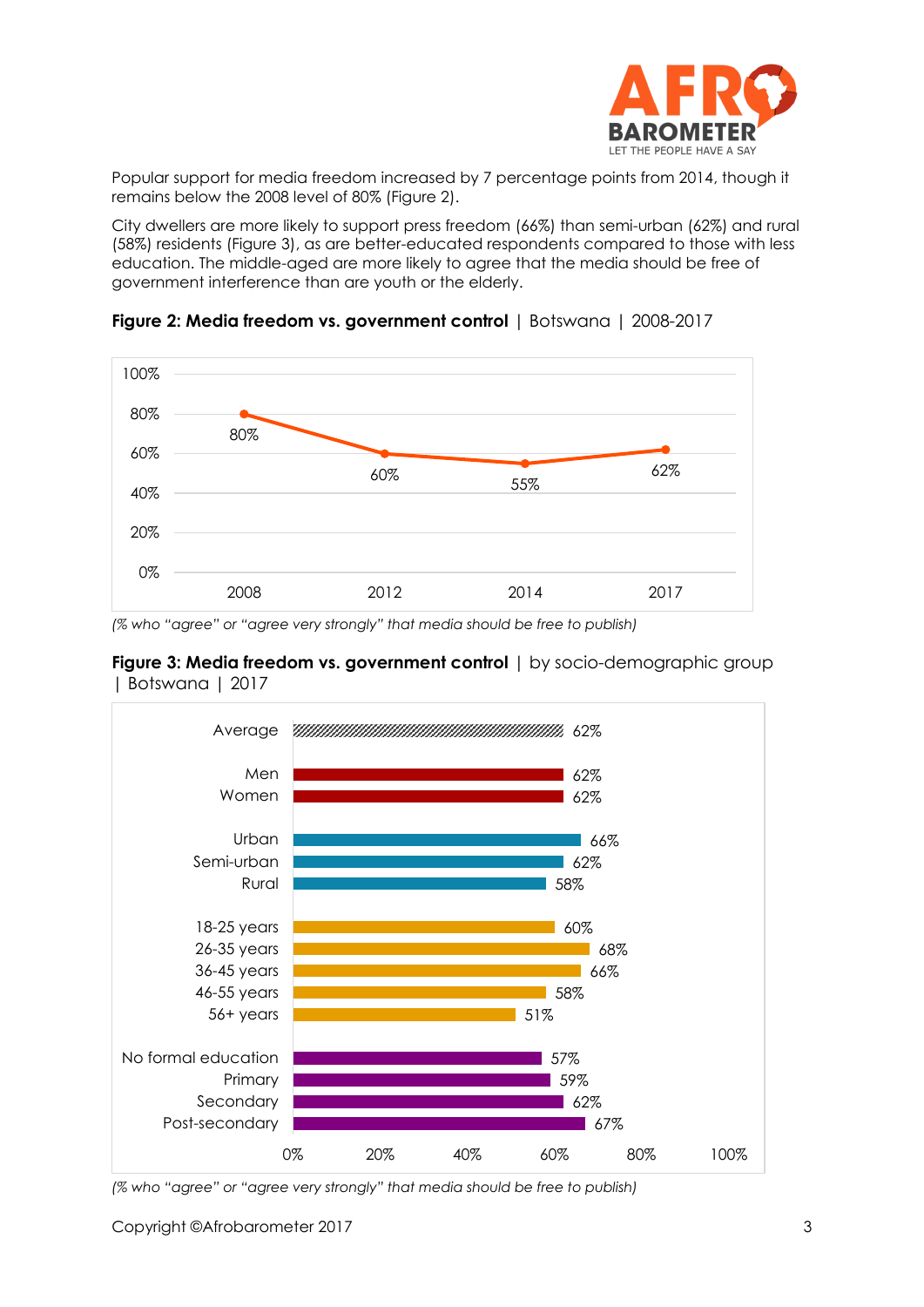Popular support for media freedom increased by 7 percentage points from 2014, though it remains below the 2008 level of 80% (Figure 2).

City dwellers are more likely to support press freedom (66%) than semi-urban (62%) and rural (58%) residents (Figure 3), as are better-educated respondents compared to those with less education. The middle-aged are more likely to agree that the media should be free of government interference than are youth or the elderly.

**Figure 2: Media freedom vs. government control** | Botswana | 2008-2017

| Year | % |
|---|---|
| 2008 | 80% |
| 2012 | 60% |
| 2014 | 55% |
| 2017 | 62% |

*(% who "agree" or "agree very strongly" that media should be free to publish)*

**Figure 3: Media freedom vs. government control** | by socio-demographic group | Botswana | 2017

| Group | % |
|---|---|
| Average | 62% |
| Men | 62% |
| Women | 62% |
| Urban | 66% |
| Semi-urban | 62% |
| Rural | 58% |
| 18-25 years | 60% |
| 26-35 years | 68% |
| 36-45 years | 66% |
| 46-55 years | 58% |
| 56+ years | 51% |
| No formal education | 57% |
| Primary | 59% |
| Secondary | 62% |
| Post-secondary | 67% |

*(% who "agree" or "agree very strongly" that media should be free to publish)*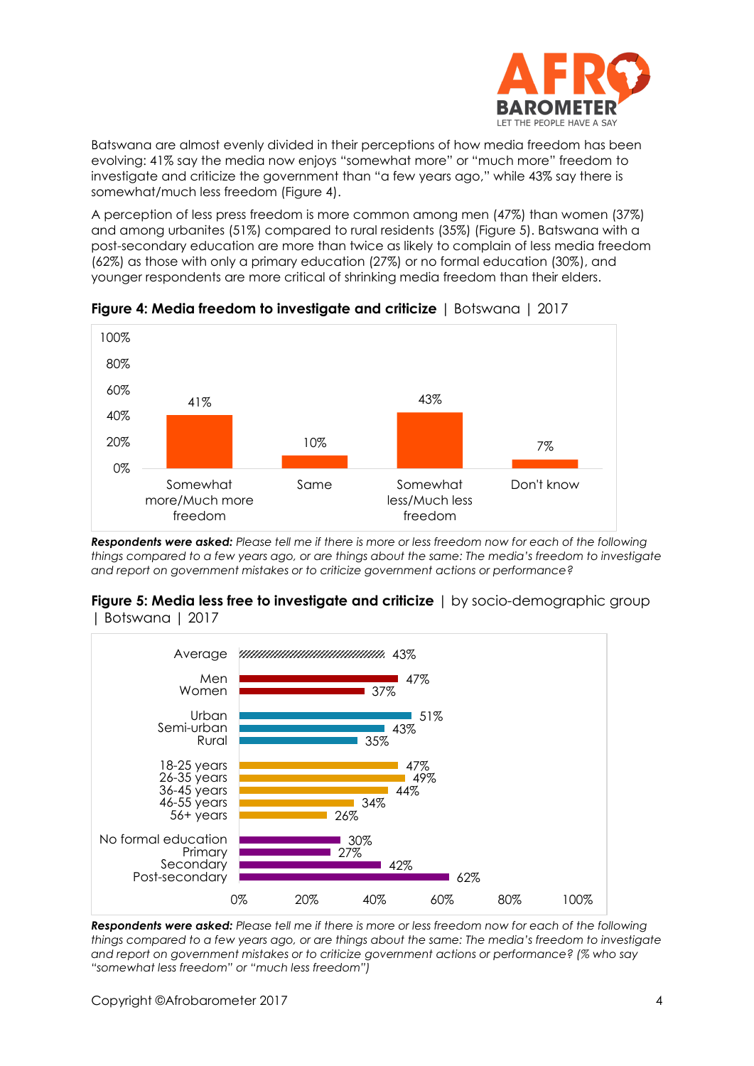Batswana are almost evenly divided in their perceptions of how media freedom has been evolving: 41% say the media now enjoys "somewhat more" or "much more" freedom to investigate and criticize the government than "a few years ago," while 43% say there is somewhat/much less freedom (Figure 4).

A perception of less press freedom is more common among men (47%) than women (37%) and among urbanites (51%) compared to rural residents (35%) (Figure 5). Batswana with a post-secondary education are more than twice as likely to complain of less media freedom (62%) as those with only a primary education (27%) or no formal education (30%), and younger respondents are more critical of shrinking media freedom than their elders.

**Figure 4: Media freedom to investigate and criticize** | Botswana | 2017

| Response | % |
|---|---|
| Somewhat more/Much more freedom | 41% |
| Same | 10% |
| Somewhat less/Much less freedom | 43% |
| Don't know | 7% |

***Respondents were asked:*** *Please tell me if there is more or less freedom now for each of the following things compared to a few years ago, or are things about the same: The media's freedom to investigate and report on government mistakes or to criticize government actions or performance?*

**Figure 5: Media less free to investigate and criticize** | by socio-demographic group | Botswana | 2017

| Group | % |
|---|---|
| Average | 43% |
| Men | 47% |
| Women | 37% |
| Urban | 51% |
| Semi-urban | 43% |
| Rural | 35% |
| 18-25 years | 47% |
| 26-35 years | 49% |
| 36-45 years | 44% |
| 46-55 years | 34% |
| 56+ years | 26% |
| No formal education | 30% |
| Primary | 27% |
| Secondary | 42% |
| Post-secondary | 62% |

***Respondents were asked:*** *Please tell me if there is more or less freedom now for each of the following things compared to a few years ago, or are things about the same: The media's freedom to investigate and report on government mistakes or to criticize government actions or performance? (% who say "somewhat less freedom" or "much less freedom")*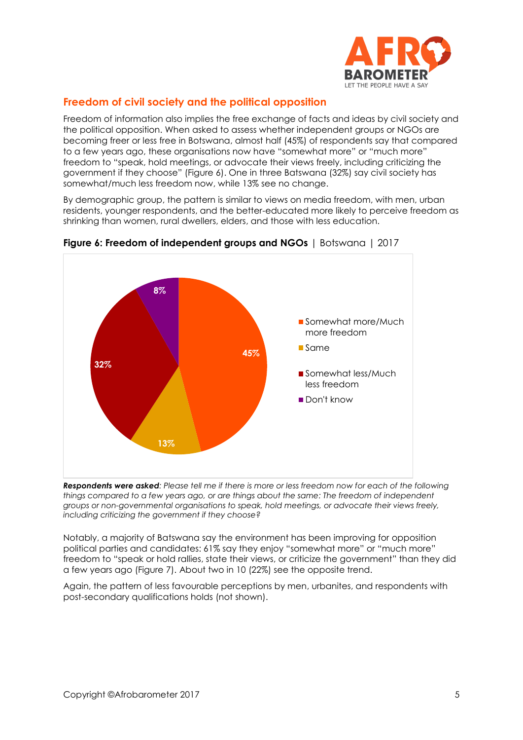## Freedom of civil society and the political opposition

Freedom of information also implies the free exchange of facts and ideas by civil society and the political opposition. When asked to assess whether independent groups or NGOs are becoming freer or less free in Botswana, almost half (45%) of respondents say that compared to a few years ago, these organisations now have "somewhat more" or "much more" freedom to "speak, hold meetings, or advocate their views freely, including criticizing the government if they choose" (Figure 6). One in three Batswana (32%) say civil society has somewhat/much less freedom now, while 13% see no change.

By demographic group, the pattern is similar to views on media freedom, with men, urban residents, younger respondents, and the better-educated more likely to perceive freedom as shrinking than women, rural dwellers, elders, and those with less education.

**Figure 6: Freedom of independent groups and NGOs** | Botswana | 2017

| Response | % |
| --- | --- |
| Somewhat more/Much more freedom | 45% |
| Same | 13% |
| Somewhat less/Much less freedom | 32% |
| Don't know | 8% |

***Respondents were asked**: Please tell me if there is more or less freedom now for each of the following things compared to a few years ago, or are things about the same: The freedom of independent groups or non-governmental organisations to speak, hold meetings, or advocate their views freely, including criticizing the government if they choose?*

Notably, a majority of Batswana say the environment has been improving for opposition political parties and candidates: 61% say they enjoy "somewhat more" or "much more" freedom to "speak or hold rallies, state their views, or criticize the government" than they did a few years ago (Figure 7). About two in 10 (22%) see the opposite trend.

Again, the pattern of less favourable perceptions by men, urbanites, and respondents with post-secondary qualifications holds (not shown).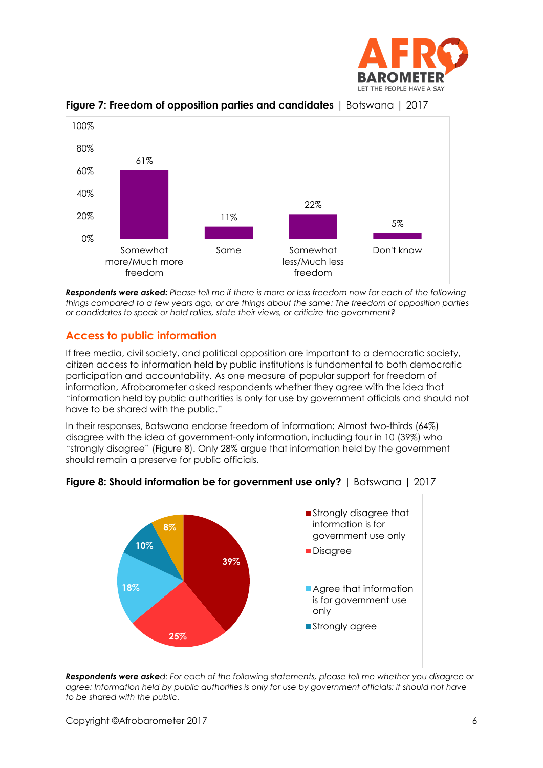**Figure 7: Freedom of opposition parties and candidates** | Botswana | 2017

| | Somewhat more/Much more freedom | Same | Somewhat less/Much less freedom | Don't know |
|---|---|---|---|---|
| % | 61% | 11% | 22% | 5% |

***Respondents were asked:*** *Please tell me if there is more or less freedom now for each of the following things compared to a few years ago, or are things about the same: The freedom of opposition parties or candidates to speak or hold rallies, state their views, or criticize the government?*

## Access to public information

If free media, civil society, and political opposition are important to a democratic society, citizen access to information held by public institutions is fundamental to both democratic participation and accountability. As one measure of popular support for freedom of information, Afrobarometer asked respondents whether they agree with the idea that "information held by public authorities is only for use by government officials and should not have to be shared with the public."

In their responses, Batswana endorse freedom of information: Almost two-thirds (64%) disagree with the idea of government-only information, including four in 10 (39%) who "strongly disagree" (Figure 8). Only 28% argue that information held by the government should remain a preserve for public officials.

**Figure 8: Should information be for government use only?** | Botswana | 2017

| Response | % |
|---|---|
| Strongly disagree that information is for government use only | 39% |
| Disagree | 25% |
| Agree that information is for government use only | 18% |
| Strongly agree | 10% |
| (unlabeled) | 8% |

***Respondents were asked:*** *For each of the following statements, please tell me whether you disagree or agree: Information held by public authorities is only for use by government officials; it should not have to be shared with the public.*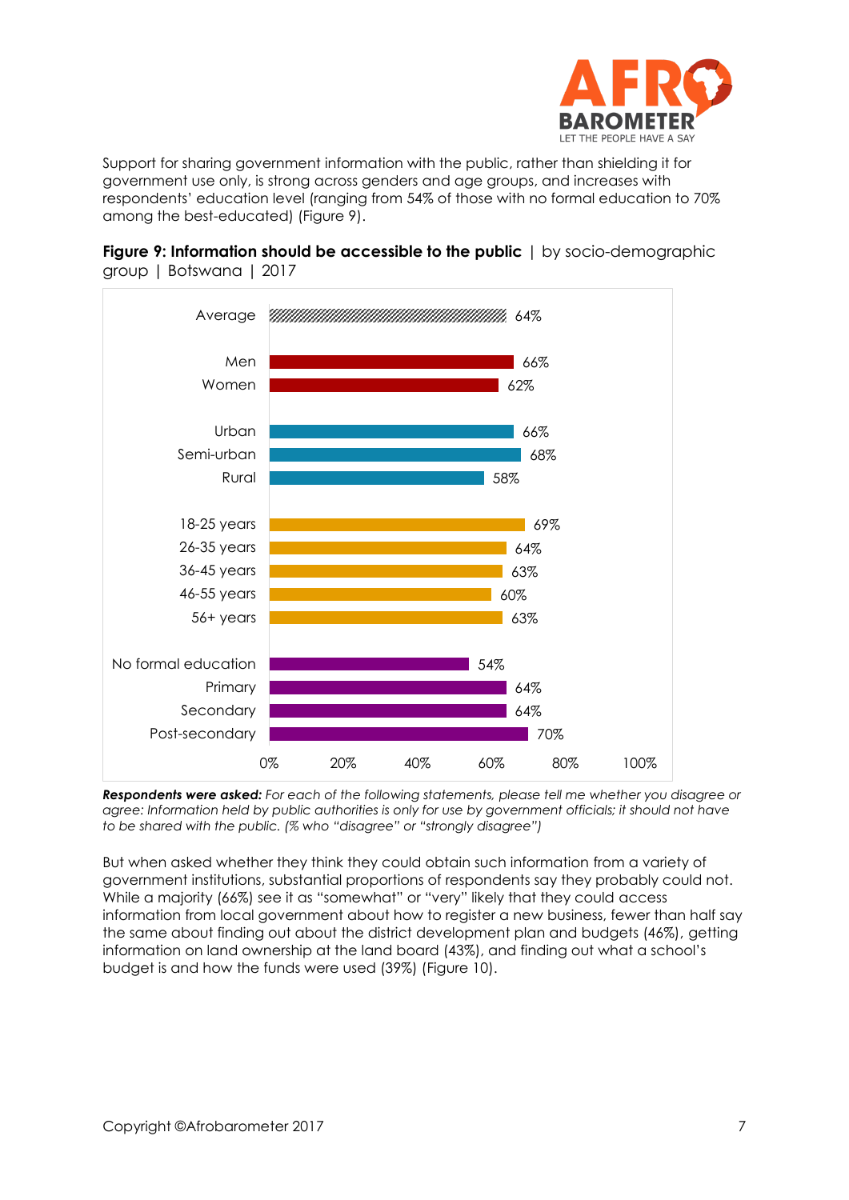Support for sharing government information with the public, rather than shielding it for government use only, is strong across genders and age groups, and increases with respondents' education level (ranging from 54% of those with no formal education to 70% among the best-educated) (Figure 9).

**Figure 9: Information should be accessible to the public** | by socio-demographic group | Botswana | 2017

| Group | % |
|---|---|
| Average | 64% |
| Men | 66% |
| Women | 62% |
| Urban | 66% |
| Semi-urban | 68% |
| Rural | 58% |
| 18-25 years | 69% |
| 26-35 years | 64% |
| 36-45 years | 63% |
| 46-55 years | 60% |
| 56+ years | 63% |
| No formal education | 54% |
| Primary | 64% |
| Secondary | 64% |
| Post-secondary | 70% |

***Respondents were asked:*** *For each of the following statements, please tell me whether you disagree or agree: Information held by public authorities is only for use by government officials; it should not have to be shared with the public. (% who "disagree" or "strongly disagree")*

But when asked whether they think they could obtain such information from a variety of government institutions, substantial proportions of respondents say they probably could not. While a majority (66%) see it as "somewhat" or "very" likely that they could access information from local government about how to register a new business, fewer than half say the same about finding out about the district development plan and budgets (46%), getting information on land ownership at the land board (43%), and finding out what a school's budget is and how the funds were used (39%) (Figure 10).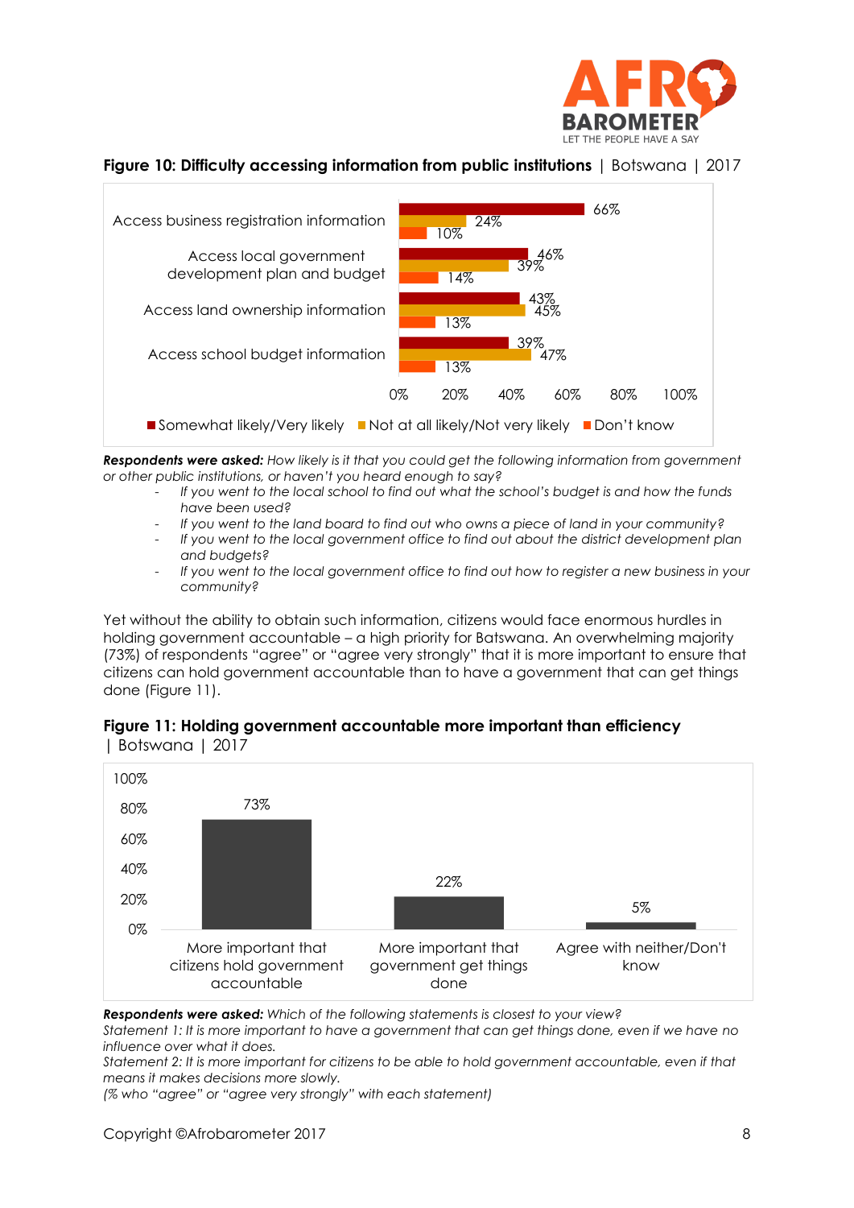**Figure 10: Difficulty accessing information from public institutions** | Botswana | 2017

| | Somewhat likely/Very likely | Not at all likely/Not very likely | Don't know |
|---|---|---|---|
| Access business registration information | 66% | 24% | 10% |
| Access local government development plan and budget | 46% | 39% | 14% |
| Access land ownership information | 43% | 45% | 13% |
| Access school budget information | 39% | 47% | 13% |

***Respondents were asked:*** *How likely is it that you could get the following information from government or other public institutions, or haven't you heard enough to say?*

- *If you went to the local school to find out what the school's budget is and how the funds have been used?*
- *If you went to the land board to find out who owns a piece of land in your community?*
- *If you went to the local government office to find out about the district development plan and budgets?*
- *If you went to the local government office to find out how to register a new business in your community?*

Yet without the ability to obtain such information, citizens would face enormous hurdles in holding government accountable – a high priority for Batswana. An overwhelming majority (73%) of respondents "agree" or "agree very strongly" that it is more important to ensure that citizens can hold government accountable than to have a government that can get things done (Figure 11).

**Figure 11: Holding government accountable more important than efficiency** | Botswana | 2017

| More important that citizens hold government accountable | More important that government get things done | Agree with neither/Don't know |
|---|---|---|
| 73% | 22% | 5% |

***Respondents were asked:*** *Which of the following statements is closest to your view?*
*Statement 1: It is more important to have a government that can get things done, even if we have no influence over what it does.*
*Statement 2: It is more important for citizens to be able to hold government accountable, even if that means it makes decisions more slowly.*
*(% who "agree" or "agree very strongly" with each statement)*

Copyright ©Afrobarometer 2017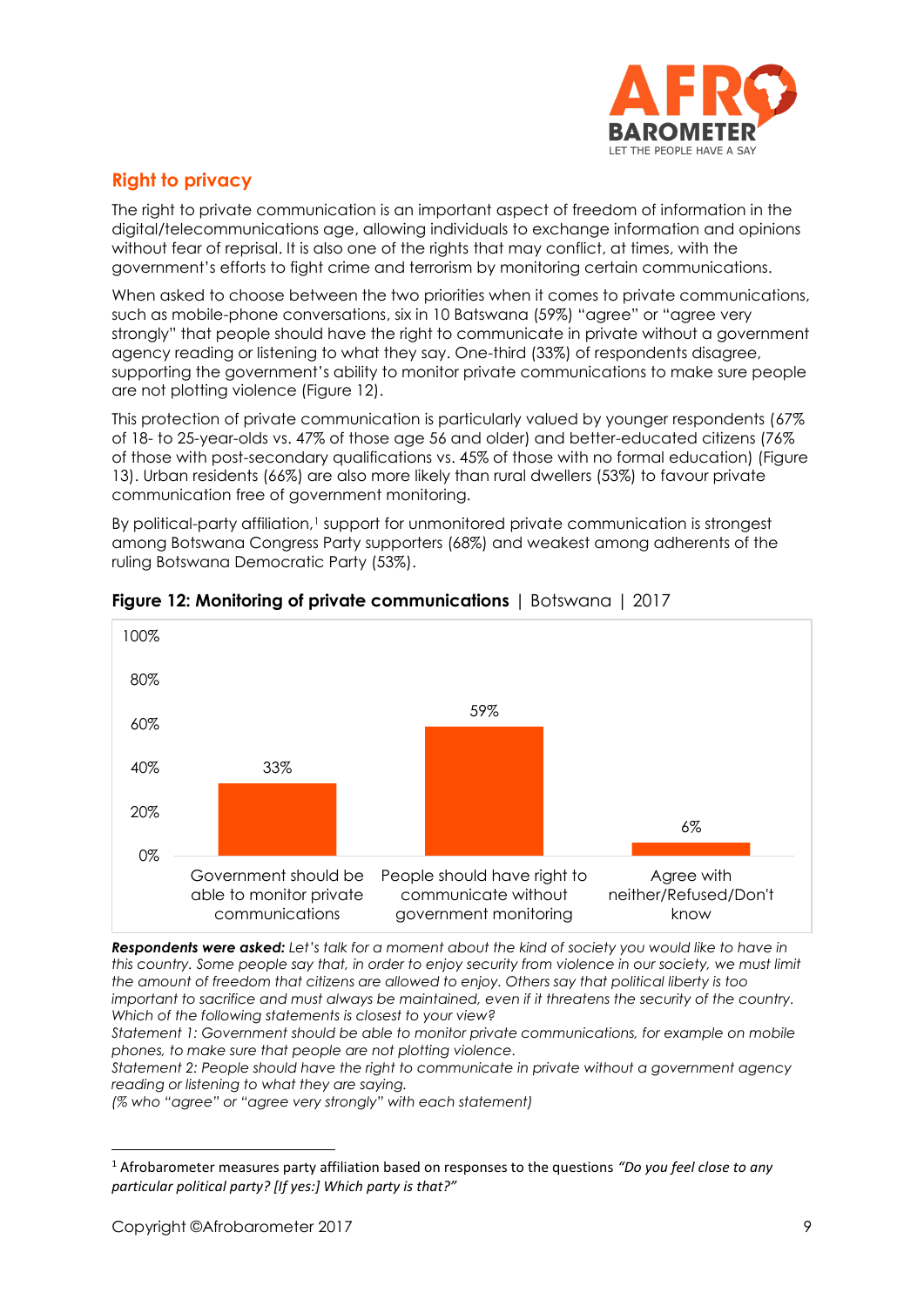## Right to privacy

The right to private communication is an important aspect of freedom of information in the digital/telecommunications age, allowing individuals to exchange information and opinions without fear of reprisal. It is also one of the rights that may conflict, at times, with the government's efforts to fight crime and terrorism by monitoring certain communications.

When asked to choose between the two priorities when it comes to private communications, such as mobile-phone conversations, six in 10 Batswana (59%) "agree" or "agree very strongly" that people should have the right to communicate in private without a government agency reading or listening to what they say. One-third (33%) of respondents disagree, supporting the government's ability to monitor private communications to make sure people are not plotting violence (Figure 12).

This protection of private communication is particularly valued by younger respondents (67% of 18- to 25-year-olds vs. 47% of those age 56 and older) and better-educated citizens (76% of those with post-secondary qualifications vs. 45% of those with no formal education) (Figure 13). Urban residents (66%) are also more likely than rural dwellers (53%) to favour private communication free of government monitoring.

By political-party affiliation,[1] support for unmonitored private communication is strongest among Botswana Congress Party supporters (68%) and weakest among adherents of the ruling Botswana Democratic Party (53%).

**Figure 12: Monitoring of private communications** | Botswana | 2017

| Response | % |
|---|---|
| Government should be able to monitor private communications | 33% |
| People should have right to communicate without government monitoring | 59% |
| Agree with neither/Refused/Don't know | 6% |

***Respondents were asked:*** *Let's talk for a moment about the kind of society you would like to have in this country. Some people say that, in order to enjoy security from violence in our society, we must limit the amount of freedom that citizens are allowed to enjoy. Others say that political liberty is too important to sacrifice and must always be maintained, even if it threatens the security of the country. Which of the following statements is closest to your view?*

*Statement 1: Government should be able to monitor private communications, for example on mobile phones, to make sure that people are not plotting violence.*

*Statement 2: People should have the right to communicate in private without a government agency reading or listening to what they are saying.*

*(% who "agree" or "agree very strongly" with each statement)*

---

[1] Afrobarometer measures party affiliation based on responses to the questions *"Do you feel close to any particular political party? [If yes:] Which party is that?"*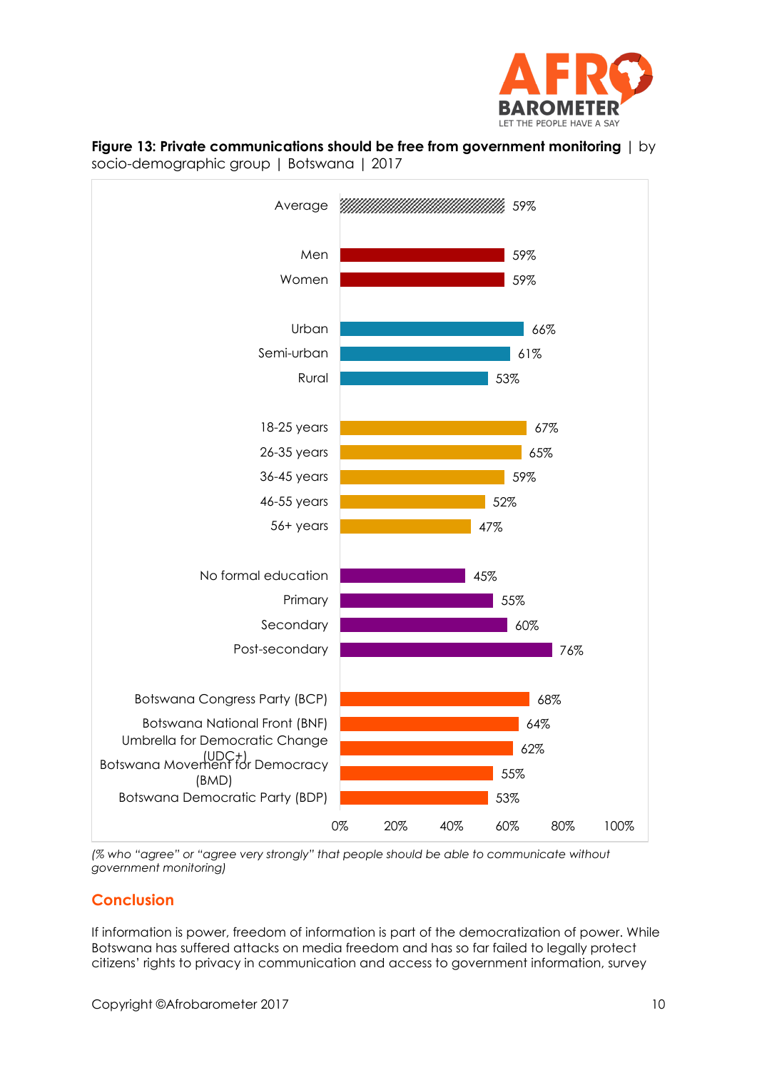**Figure 13: Private communications should be free from government monitoring** | by socio-demographic group | Botswana | 2017

| Group | % |
|---|---|
| Average | 59% |
| Men | 59% |
| Women | 59% |
| Urban | 66% |
| Semi-urban | 61% |
| Rural | 53% |
| 18-25 years | 67% |
| 26-35 years | 65% |
| 36-45 years | 59% |
| 46-55 years | 52% |
| 56+ years | 47% |
| No formal education | 45% |
| Primary | 55% |
| Secondary | 60% |
| Post-secondary | 76% |
| Botswana Congress Party (BCP) | 68% |
| Botswana National Front (BNF) | 64% |
| Umbrella for Democratic Change (UDC+) | 62% |
| Botswana Movement for Democracy (BMD) | 55% |
| Botswana Democratic Party (BDP) | 53% |

*(% who "agree" or "agree very strongly" that people should be able to communicate without government monitoring)*

## Conclusion

If information is power, freedom of information is part of the democratization of power. While Botswana has suffered attacks on media freedom and has so far failed to legally protect citizens' rights to privacy in communication and access to government information, survey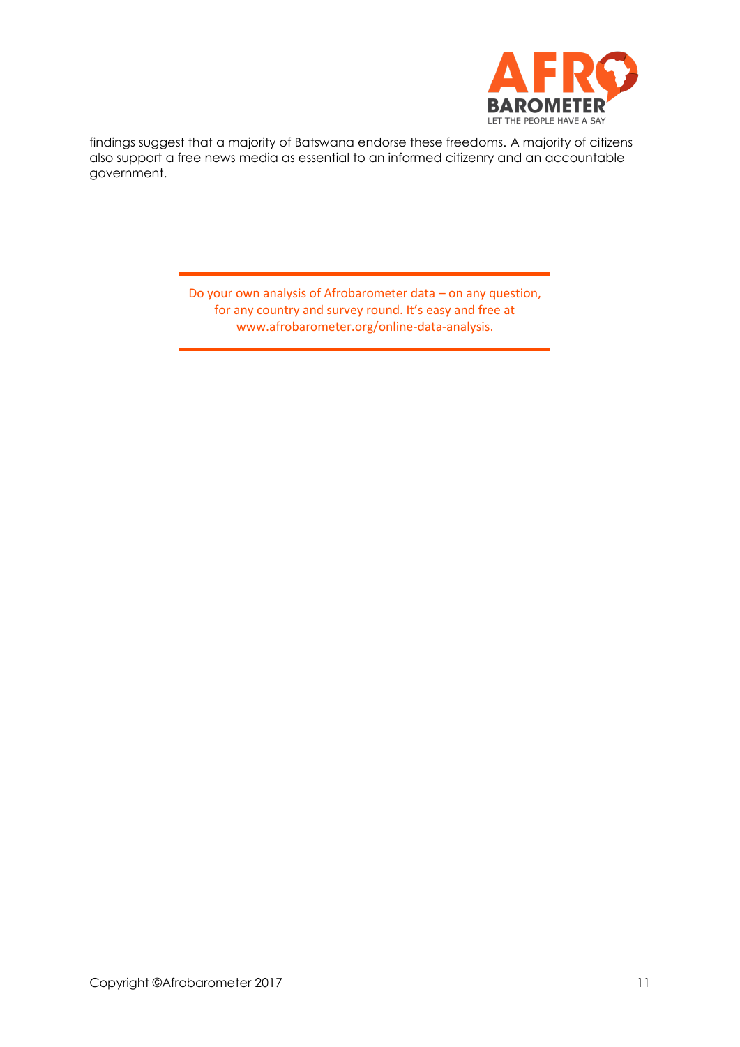findings suggest that a majority of Batswana endorse these freedoms. A majority of citizens also support a free news media as essential to an informed citizenry and an accountable government.

---

Do your own analysis of Afrobarometer data – on any question, for any country and survey round. It's easy and free at www.afrobarometer.org/online-data-analysis.

---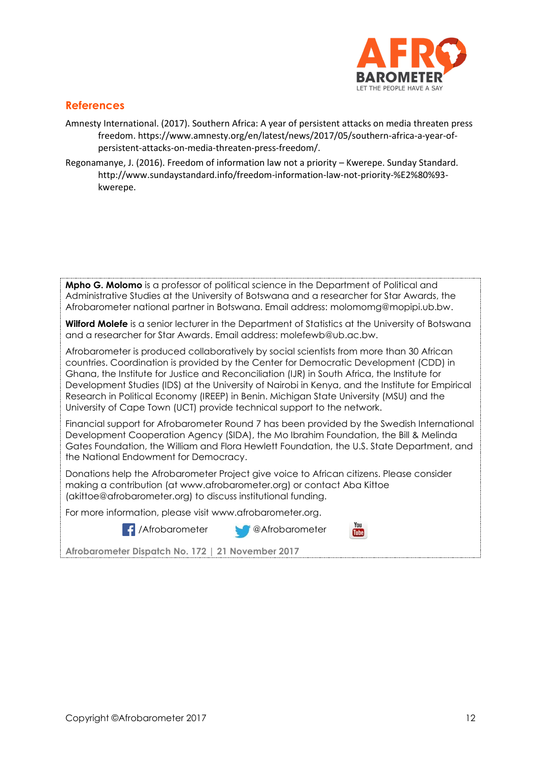## References

Amnesty International. (2017). Southern Africa: A year of persistent attacks on media threaten press freedom. https://www.amnesty.org/en/latest/news/2017/05/southern-africa-a-year-of-persistent-attacks-on-media-threaten-press-freedom/.

Regonamanye, J. (2016). Freedom of information law not a priority – Kwerepe. Sunday Standard. http://www.sundaystandard.info/freedom-information-law-not-priority-%E2%80%93-kwerepe.

**Mpho G. Molomo** is a professor of political science in the Department of Political and Administrative Studies at the University of Botswana and a researcher for Star Awards, the Afrobarometer national partner in Botswana. Email address: molomomg@mopipi.ub.bw.

**Wilford Molefe** is a senior lecturer in the Department of Statistics at the University of Botswana and a researcher for Star Awards. Email address: molefewb@ub.ac.bw.

Afrobarometer is produced collaboratively by social scientists from more than 30 African countries. Coordination is provided by the Center for Democratic Development (CDD) in Ghana, the Institute for Justice and Reconciliation (IJR) in South Africa, the Institute for Development Studies (IDS) at the University of Nairobi in Kenya, and the Institute for Empirical Research in Political Economy (IREEP) in Benin. Michigan State University (MSU) and the University of Cape Town (UCT) provide technical support to the network.

Financial support for Afrobarometer Round 7 has been provided by the Swedish International Development Cooperation Agency (SIDA), the Mo Ibrahim Foundation, the Bill & Melinda Gates Foundation, the William and Flora Hewlett Foundation, the U.S. State Department, and the National Endowment for Democracy.

Donations help the Afrobarometer Project give voice to African citizens. Please consider making a contribution (at www.afrobarometer.org) or contact Aba Kittoe (akittoe@afrobarometer.org) to discuss institutional funding.

For more information, please visit www.afrobarometer.org.

/Afrobarometer @Afrobarometer

**Afrobarometer Dispatch No. 172 | 21 November 2017**